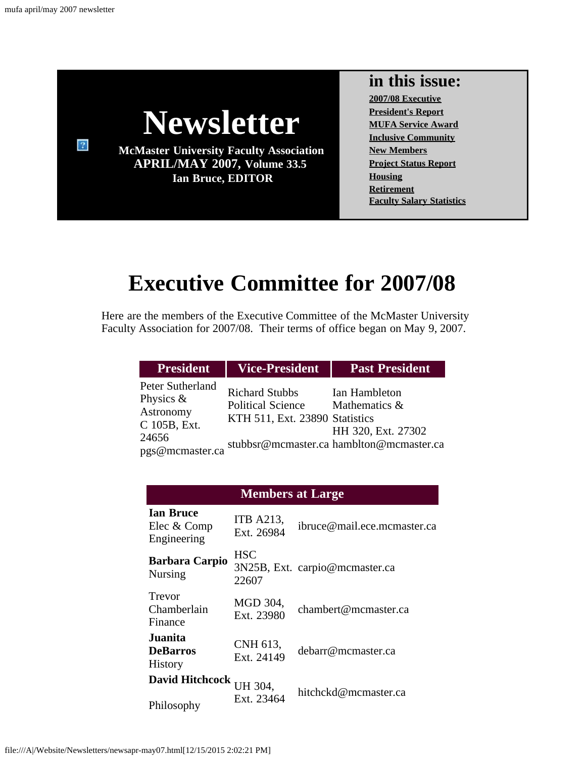# Newsletter

**McMaster University Faculty Association**
**APRIL/MAY 2007, Volume 33.5**
**Ian Bruce, EDITOR**

**in this issue:**

- 2007/08 Executive
- President's Report
- MUFA Service Award
- Inclusive Community
- New Members
- Project Status Report
- Housing
- Retirement
- Faculty Salary Statistics

# Executive Committee for 2007/08

Here are the members of the Executive Committee of the McMaster University Faculty Association for 2007/08. Their terms of office began on May 9, 2007.

| President | Vice-President | Past President |
|---|---|---|
| Peter Sutherland<br>Physics & Astronomy<br>C 105B, Ext. 24656<br>pgs@mcmaster.ca | Richard Stubbs<br>Political Science<br>KTH 511, Ext. 23890<br>stubbsr@mcmaster.ca | Ian Hambleton<br>Mathematics & Statistics<br>HH 320, Ext. 27302<br>hambleton@mcmaster.ca |

| Members at Large | | |
|---|---|---|
| **Ian Bruce**<br>Elec & Comp Engineering | ITB A213, Ext. 26984 | ibruce@mail.ece.mcmaster.ca |
| **Barbara Carpio**<br>Nursing | HSC 3N25B, Ext. 22607 | carpio@mcmaster.ca |
| Trevor Chamberlain<br>Finance | MGD 304, Ext. 23980 | chambert@mcmaster.ca |
| **Juanita DeBarros**<br>History | CNH 613, Ext. 24149 | debarr@mcmaster.ca |
| **David Hitchcock**<br>Philosophy | UH 304, Ext. 23464 | hitchckd@mcmaster.ca |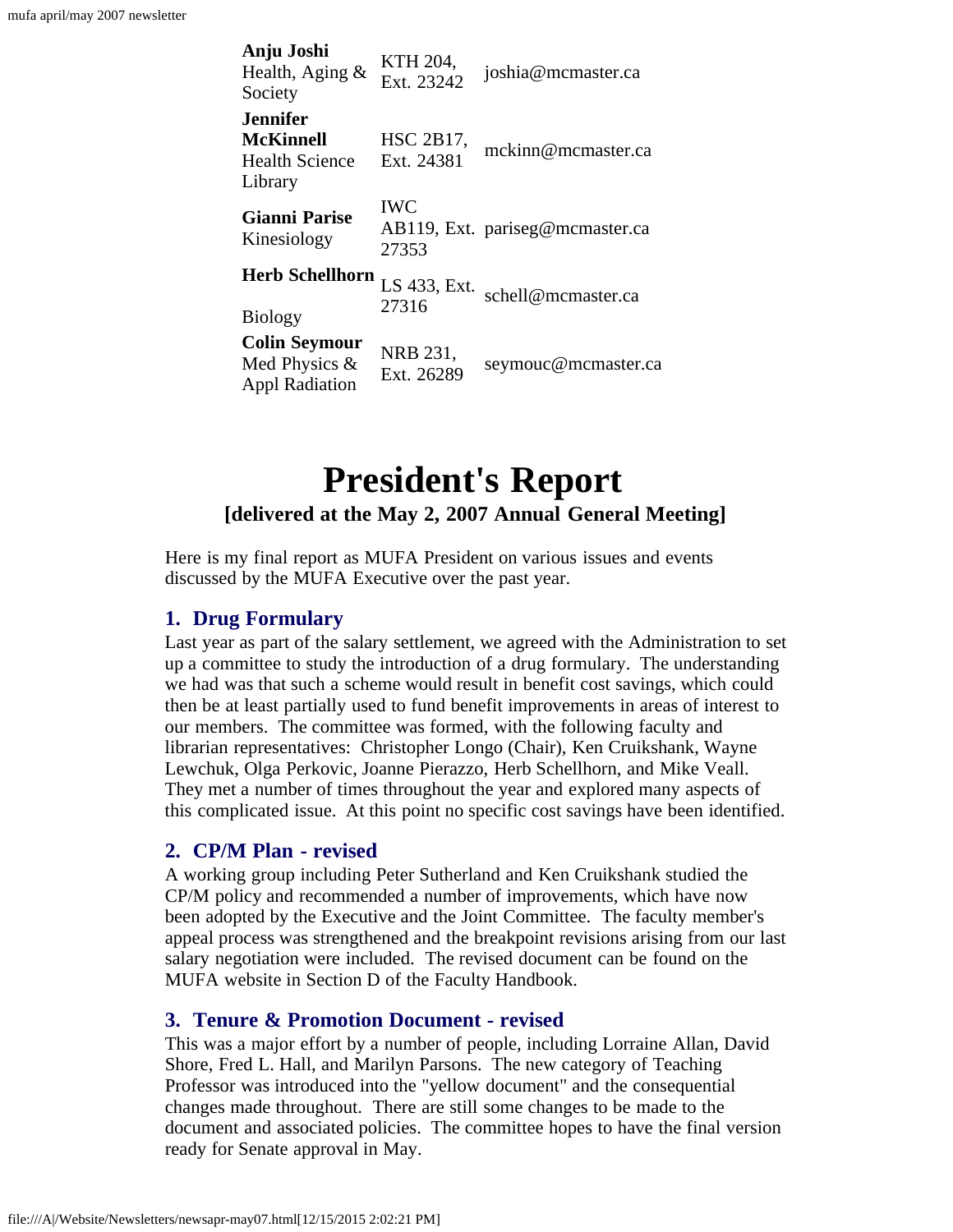| | | |
|---|---|---|
| **Anju Joshi** Health, Aging & Society | KTH 204, Ext. 23242 | joshia@mcmaster.ca |
| **Jennifer McKinnell** Health Science Library | HSC 2B17, Ext. 24381 | mckinn@mcmaster.ca |
| **Gianni Parise** Kinesiology | IWC AB119, Ext. 27353 | pariseg@mcmaster.ca |
| **Herb Schellhorn** Biology | LS 433, Ext. 27316 | schell@mcmaster.ca |
| **Colin Seymour** Med Physics & Appl Radiation | NRB 231, Ext. 26289 | seymouc@mcmaster.ca |

# President's Report

**[delivered at the May 2, 2007 Annual General Meeting]**

Here is my final report as MUFA President on various issues and events discussed by the MUFA Executive over the past year.

### 1. Drug Formulary

Last year as part of the salary settlement, we agreed with the Administration to set up a committee to study the introduction of a drug formulary. The understanding we had was that such a scheme would result in benefit cost savings, which could then be at least partially used to fund benefit improvements in areas of interest to our members. The committee was formed, with the following faculty and librarian representatives: Christopher Longo (Chair), Ken Cruikshank, Wayne Lewchuk, Olga Perkovic, Joanne Pierazzo, Herb Schellhorn, and Mike Veall. They met a number of times throughout the year and explored many aspects of this complicated issue. At this point no specific cost savings have been identified.

### 2. CP/M Plan - revised

A working group including Peter Sutherland and Ken Cruikshank studied the CP/M policy and recommended a number of improvements, which have now been adopted by the Executive and the Joint Committee. The faculty member's appeal process was strengthened and the breakpoint revisions arising from our last salary negotiation were included. The revised document can be found on the MUFA website in Section D of the Faculty Handbook.

### 3. Tenure & Promotion Document - revised

This was a major effort by a number of people, including Lorraine Allan, David Shore, Fred L. Hall, and Marilyn Parsons. The new category of Teaching Professor was introduced into the "yellow document" and the consequential changes made throughout. There are still some changes to be made to the document and associated policies. The committee hopes to have the final version ready for Senate approval in May.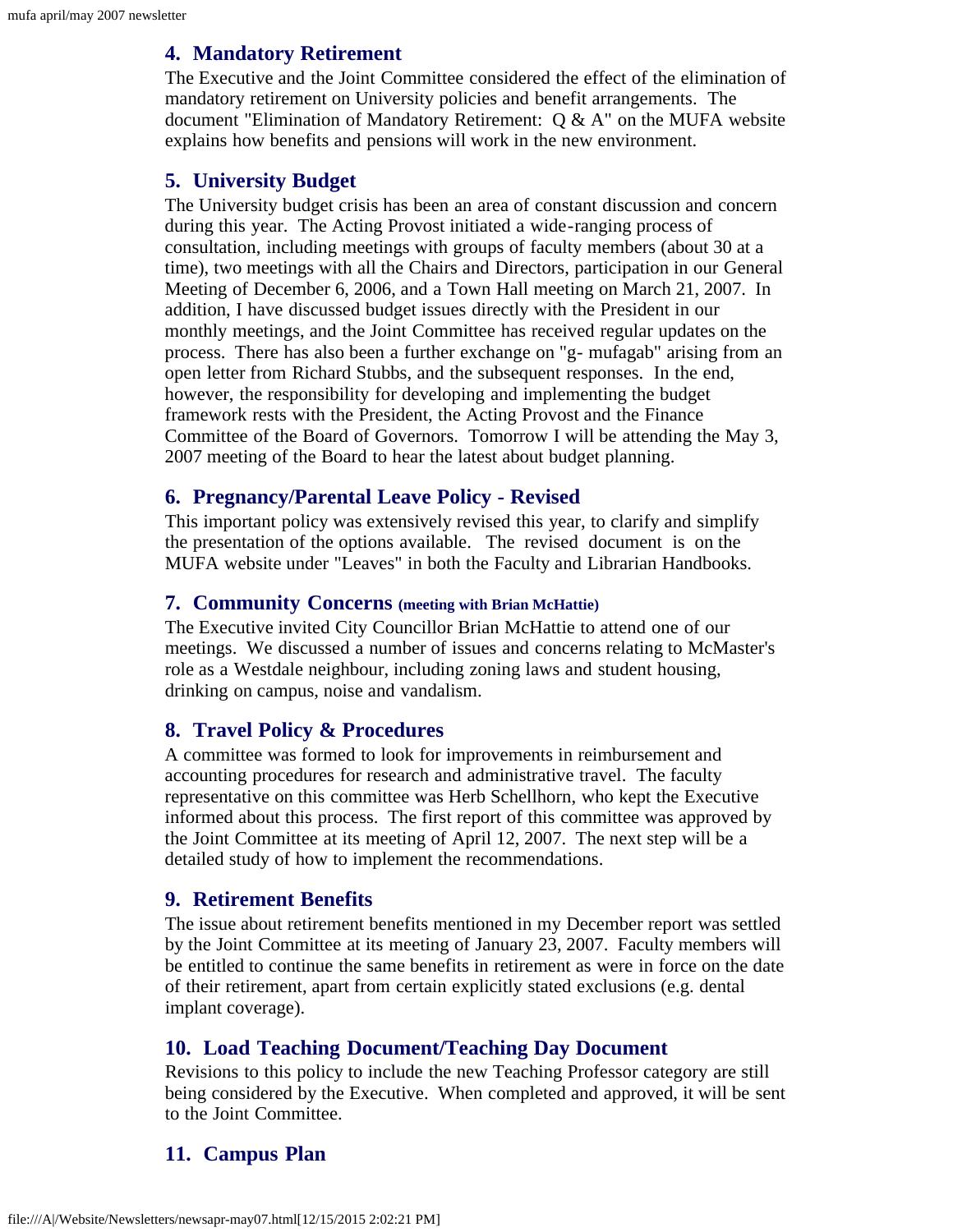## 4. Mandatory Retirement

The Executive and the Joint Committee considered the effect of the elimination of mandatory retirement on University policies and benefit arrangements. The document "Elimination of Mandatory Retirement: Q & A" on the MUFA website explains how benefits and pensions will work in the new environment.

## 5. University Budget

The University budget crisis has been an area of constant discussion and concern during this year. The Acting Provost initiated a wide-ranging process of consultation, including meetings with groups of faculty members (about 30 at a time), two meetings with all the Chairs and Directors, participation in our General Meeting of December 6, 2006, and a Town Hall meeting on March 21, 2007. In addition, I have discussed budget issues directly with the President in our monthly meetings, and the Joint Committee has received regular updates on the process. There has also been a further exchange on "g- mufagab" arising from an open letter from Richard Stubbs, and the subsequent responses. In the end, however, the responsibility for developing and implementing the budget framework rests with the President, the Acting Provost and the Finance Committee of the Board of Governors. Tomorrow I will be attending the May 3, 2007 meeting of the Board to hear the latest about budget planning.

## 6. Pregnancy/Parental Leave Policy - Revised

This important policy was extensively revised this year, to clarify and simplify the presentation of the options available. The revised document is on the MUFA website under "Leaves" in both the Faculty and Librarian Handbooks.

## 7. Community Concerns (meeting with Brian McHattie)

The Executive invited City Councillor Brian McHattie to attend one of our meetings. We discussed a number of issues and concerns relating to McMaster's role as a Westdale neighbour, including zoning laws and student housing, drinking on campus, noise and vandalism.

## 8. Travel Policy & Procedures

A committee was formed to look for improvements in reimbursement and accounting procedures for research and administrative travel. The faculty representative on this committee was Herb Schellhorn, who kept the Executive informed about this process. The first report of this committee was approved by the Joint Committee at its meeting of April 12, 2007. The next step will be a detailed study of how to implement the recommendations.

## 9. Retirement Benefits

The issue about retirement benefits mentioned in my December report was settled by the Joint Committee at its meeting of January 23, 2007. Faculty members will be entitled to continue the same benefits in retirement as were in force on the date of their retirement, apart from certain explicitly stated exclusions (e.g. dental implant coverage).

## 10. Load Teaching Document/Teaching Day Document

Revisions to this policy to include the new Teaching Professor category are still being considered by the Executive. When completed and approved, it will be sent to the Joint Committee.

## 11. Campus Plan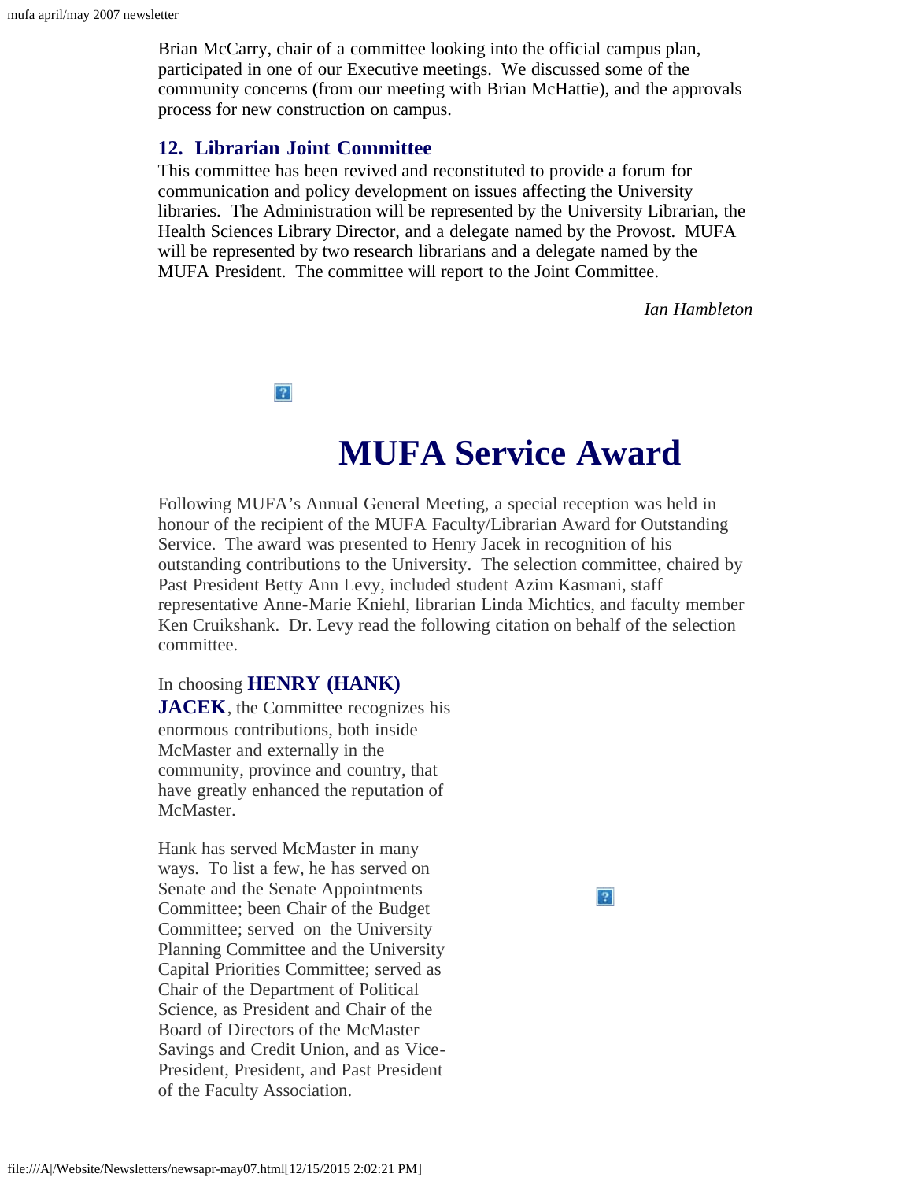Brian McCarry, chair of a committee looking into the official campus plan, participated in one of our Executive meetings. We discussed some of the community concerns (from our meeting with Brian McHattie), and the approvals process for new construction on campus.

### 12. Librarian Joint Committee

This committee has been revived and reconstituted to provide a forum for communication and policy development on issues affecting the University libraries. The Administration will be represented by the University Librarian, the Health Sciences Library Director, and a delegate named by the Provost. MUFA will be represented by two research librarians and a delegate named by the MUFA President. The committee will report to the Joint Committee.

*Ian Hambleton*

# MUFA Service Award

Following MUFA's Annual General Meeting, a special reception was held in honour of the recipient of the MUFA Faculty/Librarian Award for Outstanding Service. The award was presented to Henry Jacek in recognition of his outstanding contributions to the University. The selection committee, chaired by Past President Betty Ann Levy, included student Azim Kasmani, staff representative Anne-Marie Kniehl, librarian Linda Michtics, and faculty member Ken Cruikshank. Dr. Levy read the following citation on behalf of the selection committee.

In choosing **HENRY (HANK) JACEK**, the Committee recognizes his enormous contributions, both inside McMaster and externally in the community, province and country, that have greatly enhanced the reputation of McMaster.

Hank has served McMaster in many ways. To list a few, he has served on Senate and the Senate Appointments Committee; been Chair of the Budget Committee; served on the University Planning Committee and the University Capital Priorities Committee; served as Chair of the Department of Political Science, as President and Chair of the Board of Directors of the McMaster Savings and Credit Union, and as Vice-President, President, and Past President of the Faculty Association.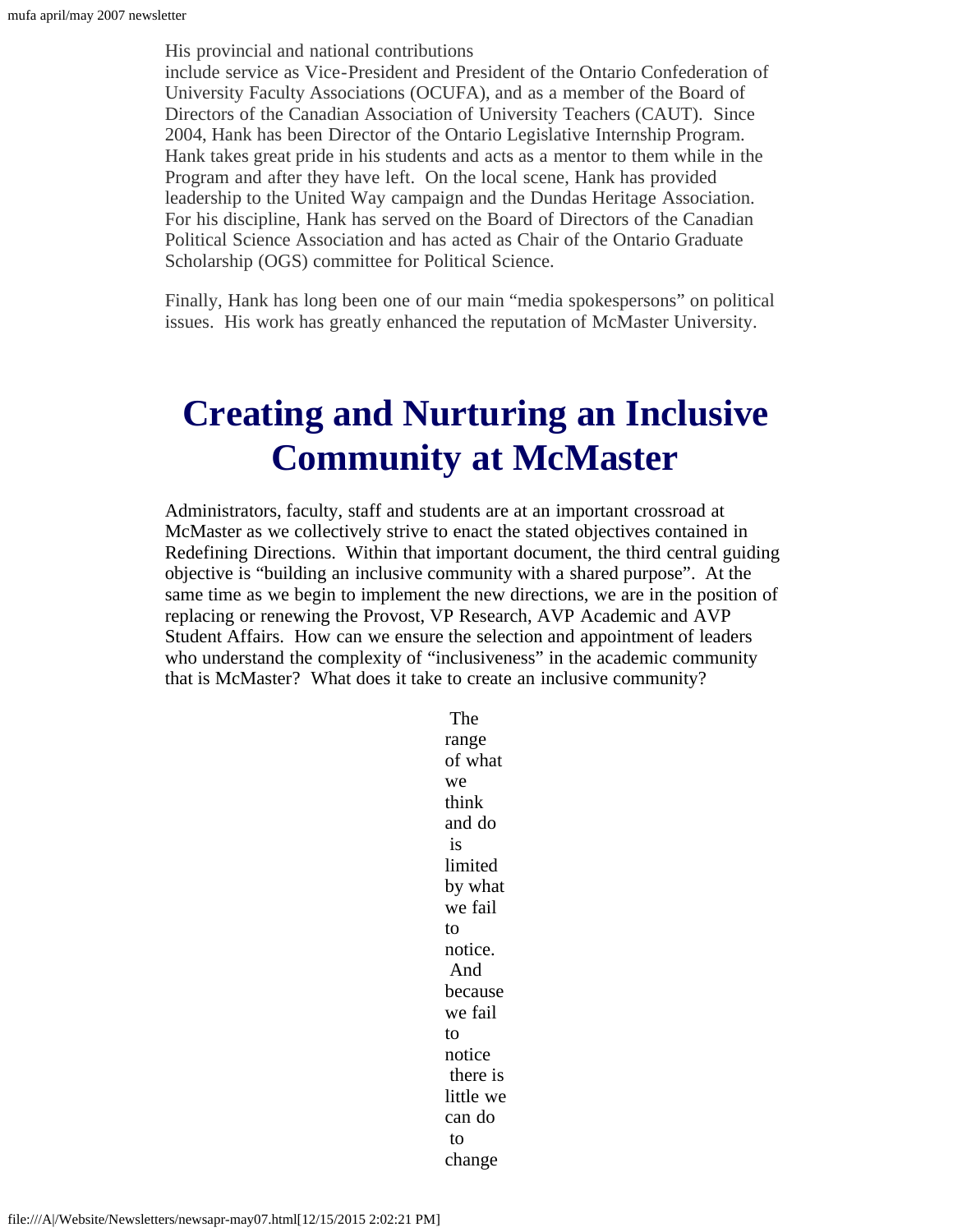His provincial and national contributions include service as Vice-President and President of the Ontario Confederation of University Faculty Associations (OCUFA), and as a member of the Board of Directors of the Canadian Association of University Teachers (CAUT). Since 2004, Hank has been Director of the Ontario Legislative Internship Program. Hank takes great pride in his students and acts as a mentor to them while in the Program and after they have left. On the local scene, Hank has provided leadership to the United Way campaign and the Dundas Heritage Association. For his discipline, Hank has served on the Board of Directors of the Canadian Political Science Association and has acted as Chair of the Ontario Graduate Scholarship (OGS) committee for Political Science.

Finally, Hank has long been one of our main "media spokespersons" on political issues. His work has greatly enhanced the reputation of McMaster University.

# Creating and Nurturing an Inclusive Community at McMaster

Administrators, faculty, staff and students are at an important crossroad at McMaster as we collectively strive to enact the stated objectives contained in Redefining Directions. Within that important document, the third central guiding objective is "building an inclusive community with a shared purpose". At the same time as we begin to implement the new directions, we are in the position of replacing or renewing the Provost, VP Research, AVP Academic and AVP Student Affairs. How can we ensure the selection and appointment of leaders who understand the complexity of "inclusiveness" in the academic community that is McMaster? What does it take to create an inclusive community?

The range of what we think and do is limited by what we fail to notice. And because we fail to notice there is little we can do to change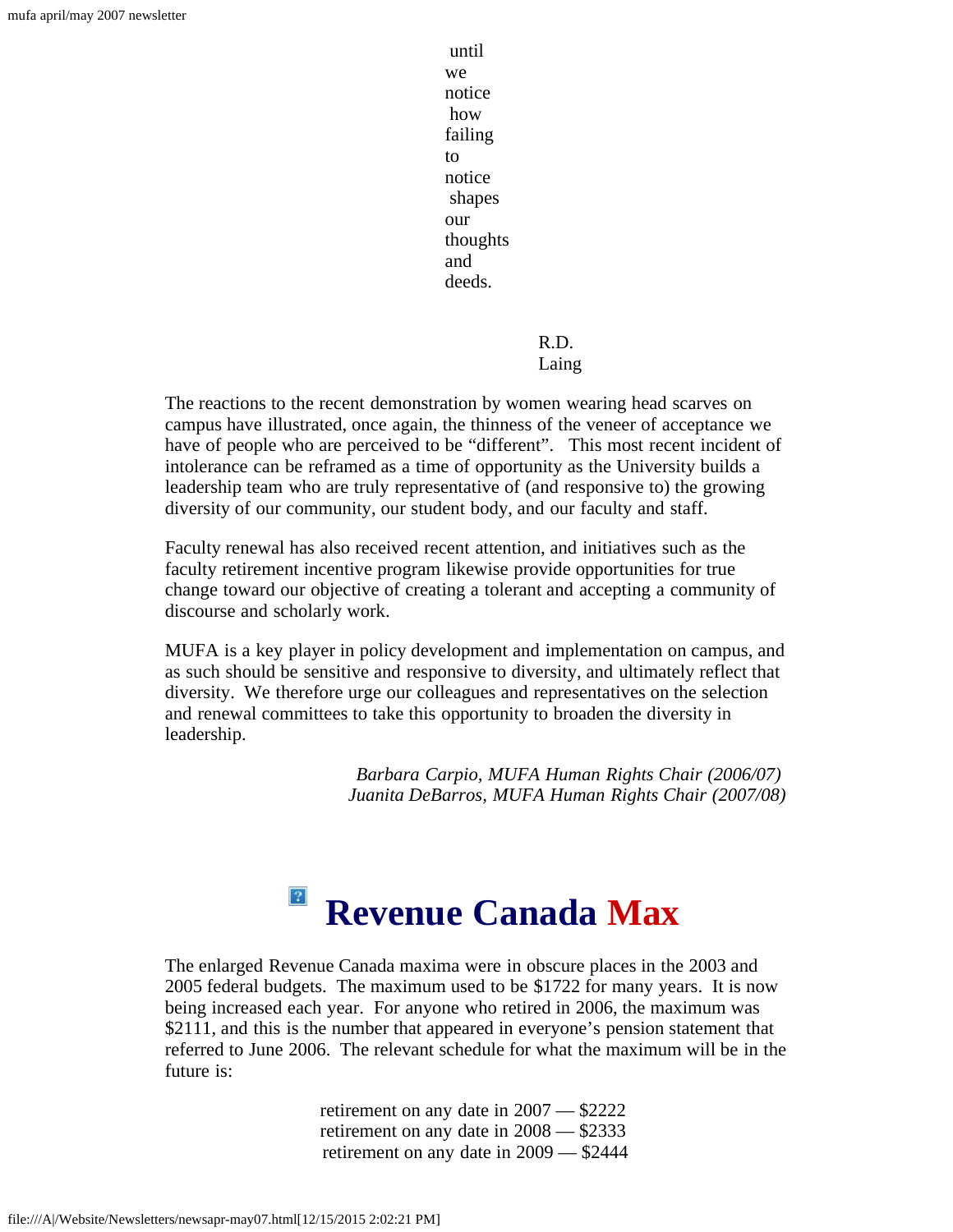until
we
notice
how
failing
to
notice
shapes
our
thoughts
and
deeds.

R.D. Laing

The reactions to the recent demonstration by women wearing head scarves on campus have illustrated, once again, the thinness of the veneer of acceptance we have of people who are perceived to be "different". This most recent incident of intolerance can be reframed as a time of opportunity as the University builds a leadership team who are truly representative of (and responsive to) the growing diversity of our community, our student body, and our faculty and staff.

Faculty renewal has also received recent attention, and initiatives such as the faculty retirement incentive program likewise provide opportunities for true change toward our objective of creating a tolerant and accepting a community of discourse and scholarly work.

MUFA is a key player in policy development and implementation on campus, and as such should be sensitive and responsive to diversity, and ultimately reflect that diversity. We therefore urge our colleagues and representatives on the selection and renewal committees to take this opportunity to broaden the diversity in leadership.

*Barbara Carpio, MUFA Human Rights Chair (2006/07)*
*Juanita DeBarros, MUFA Human Rights Chair (2007/08)*

# Revenue Canada Max

The enlarged Revenue Canada maxima were in obscure places in the 2003 and 2005 federal budgets. The maximum used to be $1722 for many years. It is now being increased each year. For anyone who retired in 2006, the maximum was $2111, and this is the number that appeared in everyone's pension statement that referred to June 2006. The relevant schedule for what the maximum will be in the future is:

retirement on any date in 2007 — $2222
retirement on any date in 2008 — $2333
retirement on any date in 2009 — $2444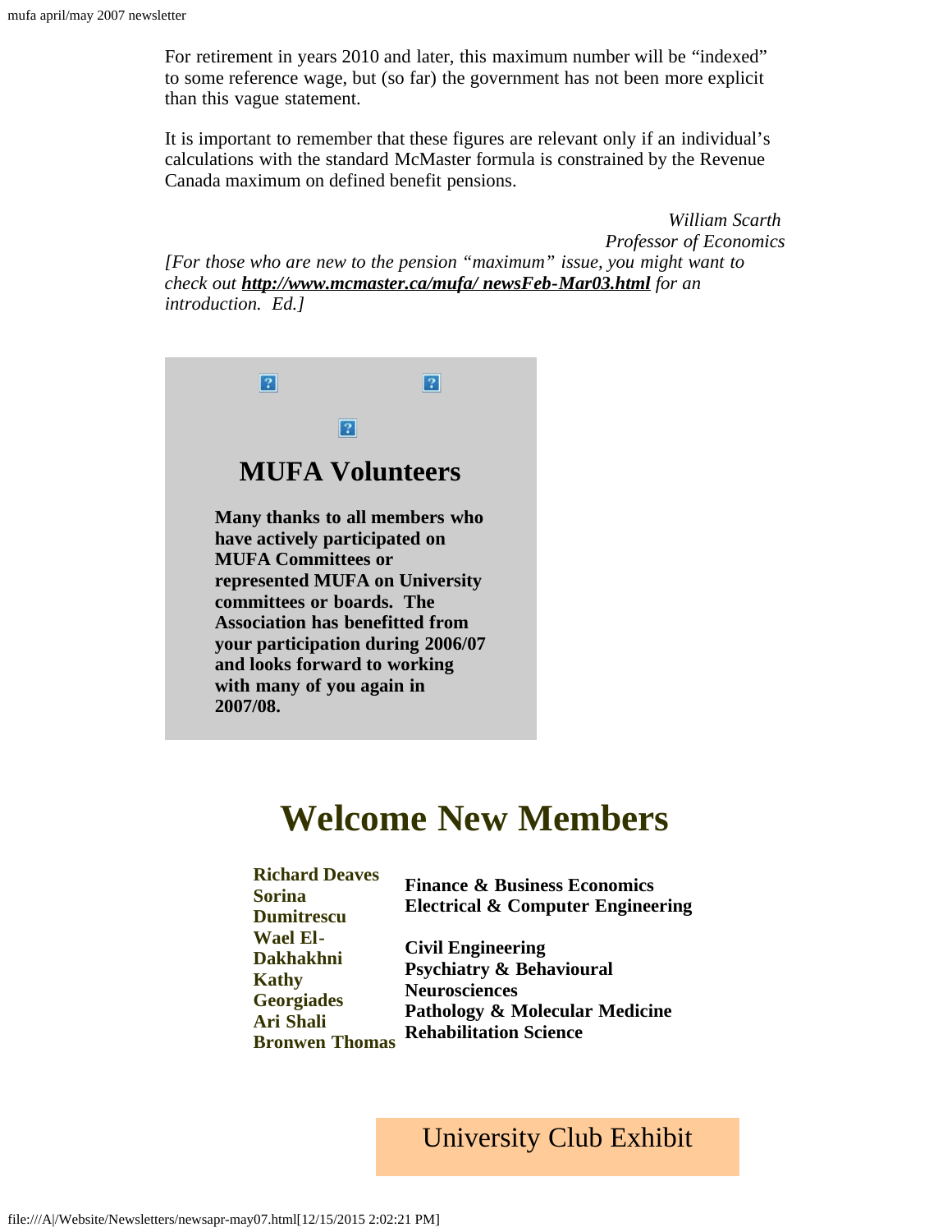For retirement in years 2010 and later, this maximum number will be “indexed” to some reference wage, but (so far) the government has not been more explicit than this vague statement.

It is important to remember that these figures are relevant only if an individual’s calculations with the standard McMaster formula is constrained by the Revenue Canada maximum on defined benefit pensions.

*William Scarth*
*Professor of Economics*

*[For those who are new to the pension “maximum” issue, you might want to check out* ***http://www.mcmaster.ca/mufa/ newsFeb-Mar03.html*** *for an introduction. Ed.]*

## MUFA Volunteers

**Many thanks to all members who have actively participated on MUFA Committees or represented MUFA on University committees or boards. The Association has benefitted from your participation during 2006/07 and looks forward to working with many of you again in 2007/08.**

# Welcome New Members

| | |
|---|---|
| **Richard Deaves** | **Finance & Business Economics** |
| **Sorina Dumitrescu** | **Electrical & Computer Engineering** |
| **Wael El-Dakhakhni** | **Civil Engineering** |
| **Kathy Georgiades** | **Psychiatry & Behavioural Neurosciences** |
| **Ari Shali** | **Pathology & Molecular Medicine** |
| **Bronwen Thomas** | **Rehabilitation Science** |

## University Club Exhibit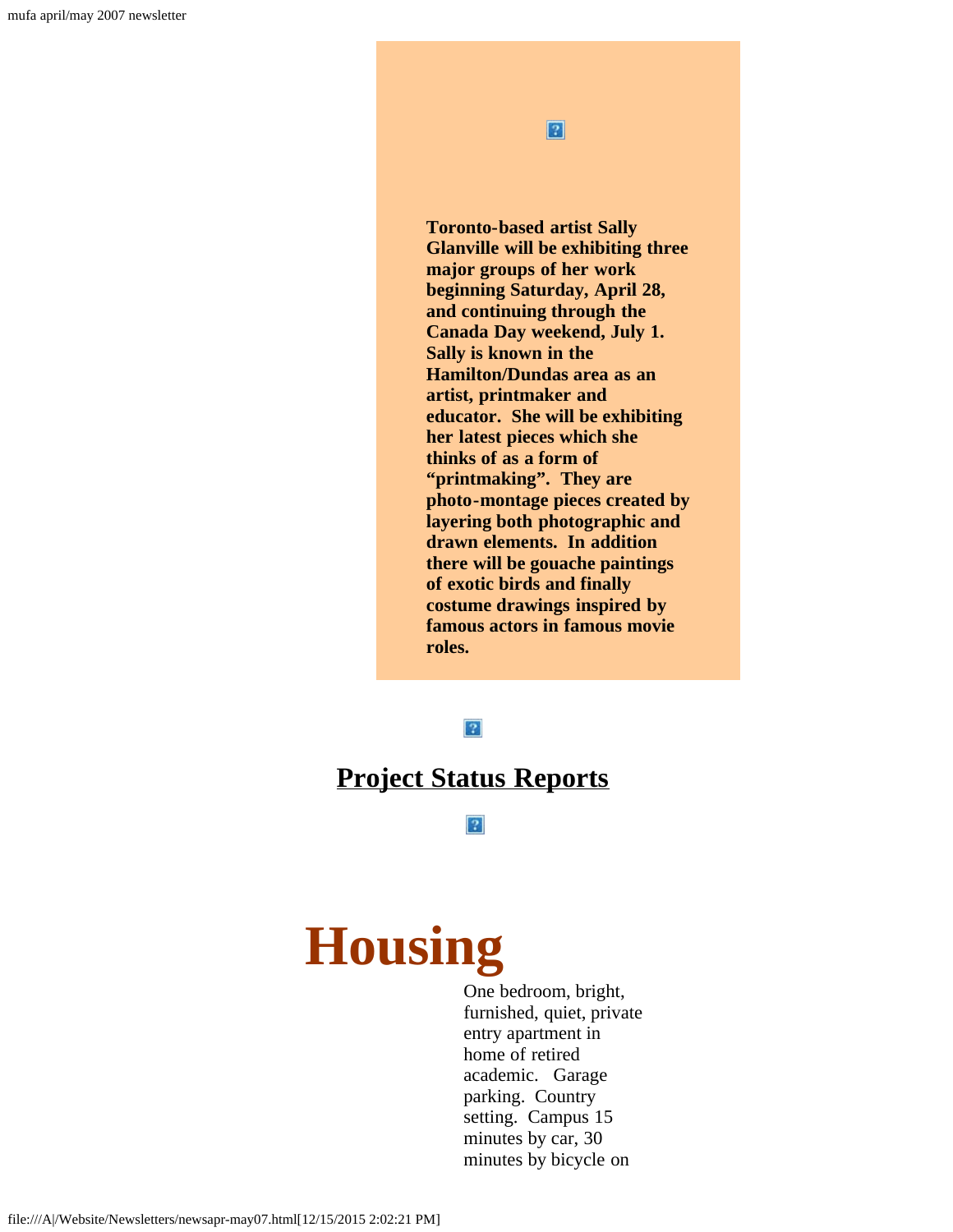**Toronto-based artist Sally Glanville will be exhibiting three major groups of her work beginning Saturday, April 28, and continuing through the Canada Day weekend, July 1. Sally is known in the Hamilton/Dundas area as an artist, printmaker and educator. She will be exhibiting her latest pieces which she thinks of as a form of "printmaking". They are photo-montage pieces created by layering both photographic and drawn elements. In addition there will be gouache paintings of exotic birds and finally costume drawings inspired by famous actors in famous movie roles.**

## Project Status Reports

# Housing

One bedroom, bright, furnished, quiet, private entry apartment in home of retired academic. Garage parking. Country setting. Campus 15 minutes by car, 30 minutes by bicycle on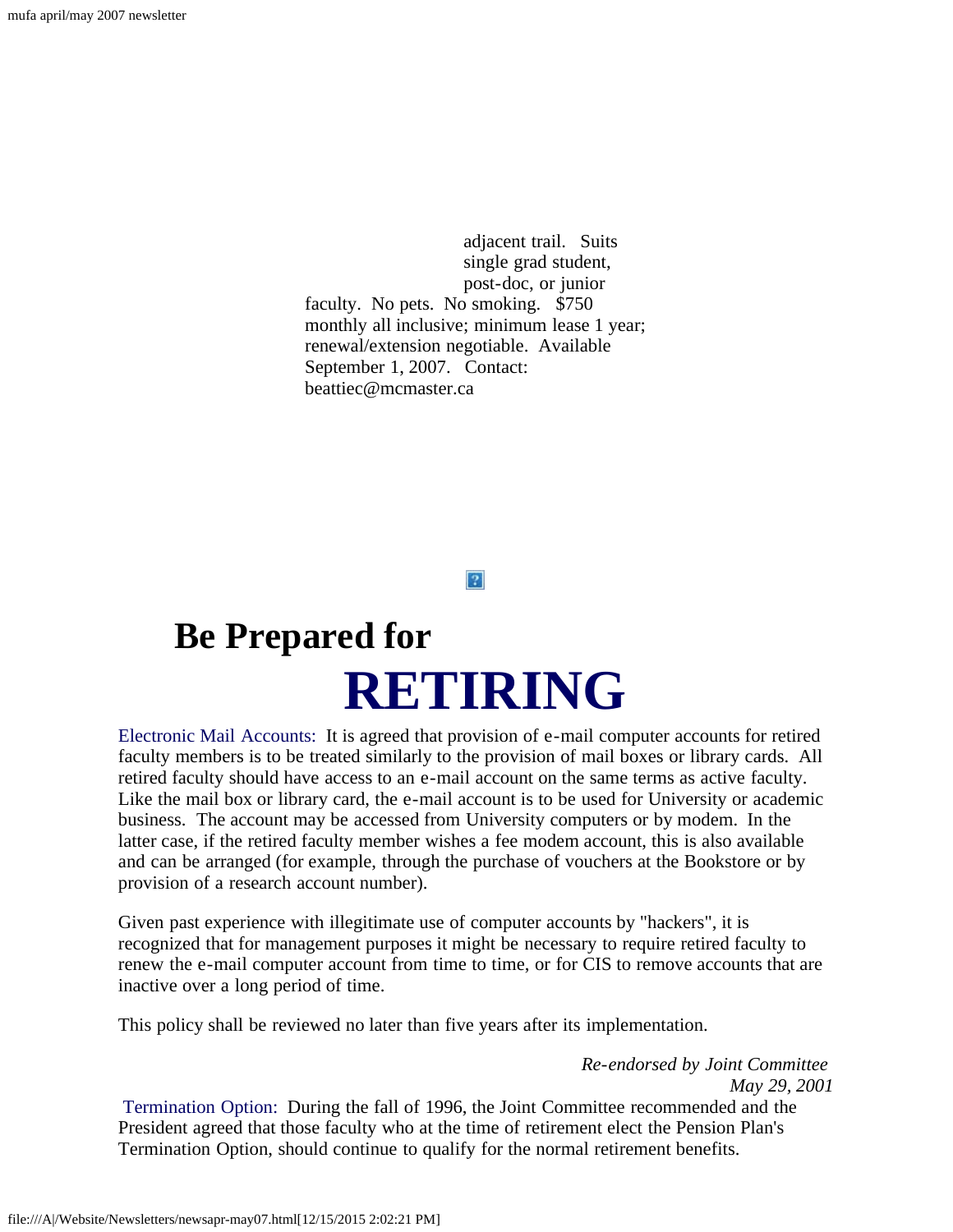adjacent trail. Suits single grad student, post-doc, or junior faculty. No pets. No smoking. $750 monthly all inclusive; minimum lease 1 year; renewal/extension negotiable. Available September 1, 2007. Contact: beattiec@mcmaster.ca

# Be Prepared for RETIRING

Electronic Mail Accounts: It is agreed that provision of e-mail computer accounts for retired faculty members is to be treated similarly to the provision of mail boxes or library cards. All retired faculty should have access to an e-mail account on the same terms as active faculty. Like the mail box or library card, the e-mail account is to be used for University or academic business. The account may be accessed from University computers or by modem. In the latter case, if the retired faculty member wishes a fee modem account, this is also available and can be arranged (for example, through the purchase of vouchers at the Bookstore or by provision of a research account number).

Given past experience with illegitimate use of computer accounts by "hackers", it is recognized that for management purposes it might be necessary to require retired faculty to renew the e-mail computer account from time to time, or for CIS to remove accounts that are inactive over a long period of time.

This policy shall be reviewed no later than five years after its implementation.

*Re-endorsed by Joint Committee*
*May 29, 2001*

Termination Option: During the fall of 1996, the Joint Committee recommended and the President agreed that those faculty who at the time of retirement elect the Pension Plan's Termination Option, should continue to qualify for the normal retirement benefits.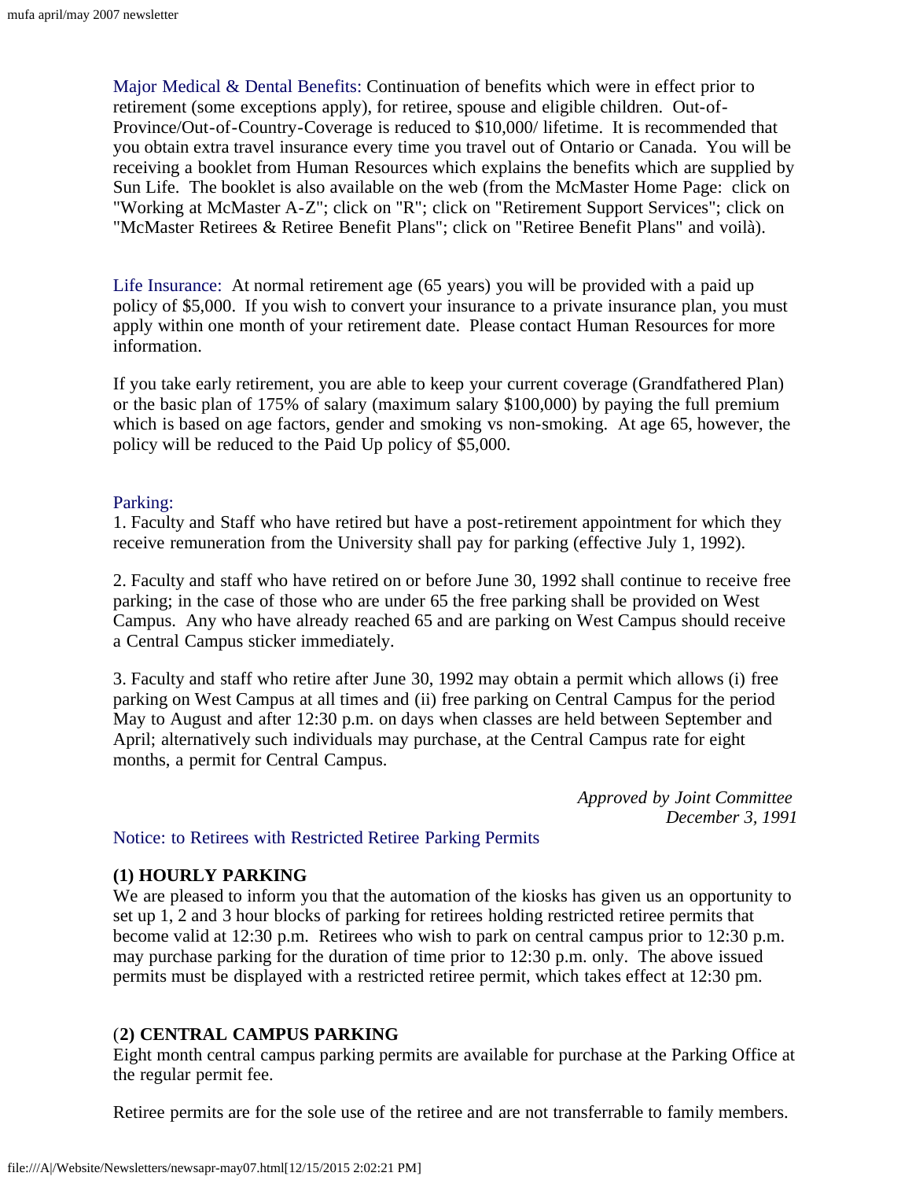Major Medical & Dental Benefits: Continuation of benefits which were in effect prior to retirement (some exceptions apply), for retiree, spouse and eligible children. Out-of-Province/Out-of-Country-Coverage is reduced to $10,000/ lifetime. It is recommended that you obtain extra travel insurance every time you travel out of Ontario or Canada. You will be receiving a booklet from Human Resources which explains the benefits which are supplied by Sun Life. The booklet is also available on the web (from the McMaster Home Page: click on "Working at McMaster A-Z"; click on "R"; click on "Retirement Support Services"; click on "McMaster Retirees & Retiree Benefit Plans"; click on "Retiree Benefit Plans" and voilà).

Life Insurance: At normal retirement age (65 years) you will be provided with a paid up policy of $5,000. If you wish to convert your insurance to a private insurance plan, you must apply within one month of your retirement date. Please contact Human Resources for more information.

If you take early retirement, you are able to keep your current coverage (Grandfathered Plan) or the basic plan of 175% of salary (maximum salary $100,000) by paying the full premium which is based on age factors, gender and smoking vs non-smoking. At age 65, however, the policy will be reduced to the Paid Up policy of $5,000.

Parking:

1. Faculty and Staff who have retired but have a post-retirement appointment for which they receive remuneration from the University shall pay for parking (effective July 1, 1992).

2. Faculty and staff who have retired on or before June 30, 1992 shall continue to receive free parking; in the case of those who are under 65 the free parking shall be provided on West Campus. Any who have already reached 65 and are parking on West Campus should receive a Central Campus sticker immediately.

3. Faculty and staff who retire after June 30, 1992 may obtain a permit which allows (i) free parking on West Campus at all times and (ii) free parking on Central Campus for the period May to August and after 12:30 p.m. on days when classes are held between September and April; alternatively such individuals may purchase, at the Central Campus rate for eight months, a permit for Central Campus.

*Approved by Joint Committee*
*December 3, 1991*

Notice: to Retirees with Restricted Retiree Parking Permits

**(1) HOURLY PARKING**

We are pleased to inform you that the automation of the kiosks has given us an opportunity to set up 1, 2 and 3 hour blocks of parking for retirees holding restricted retiree permits that become valid at 12:30 p.m. Retirees who wish to park on central campus prior to 12:30 p.m. may purchase parking for the duration of time prior to 12:30 p.m. only. The above issued permits must be displayed with a restricted retiree permit, which takes effect at 12:30 pm.

**(2) CENTRAL CAMPUS PARKING**

Eight month central campus parking permits are available for purchase at the Parking Office at the regular permit fee.

Retiree permits are for the sole use of the retiree and are not transferrable to family members.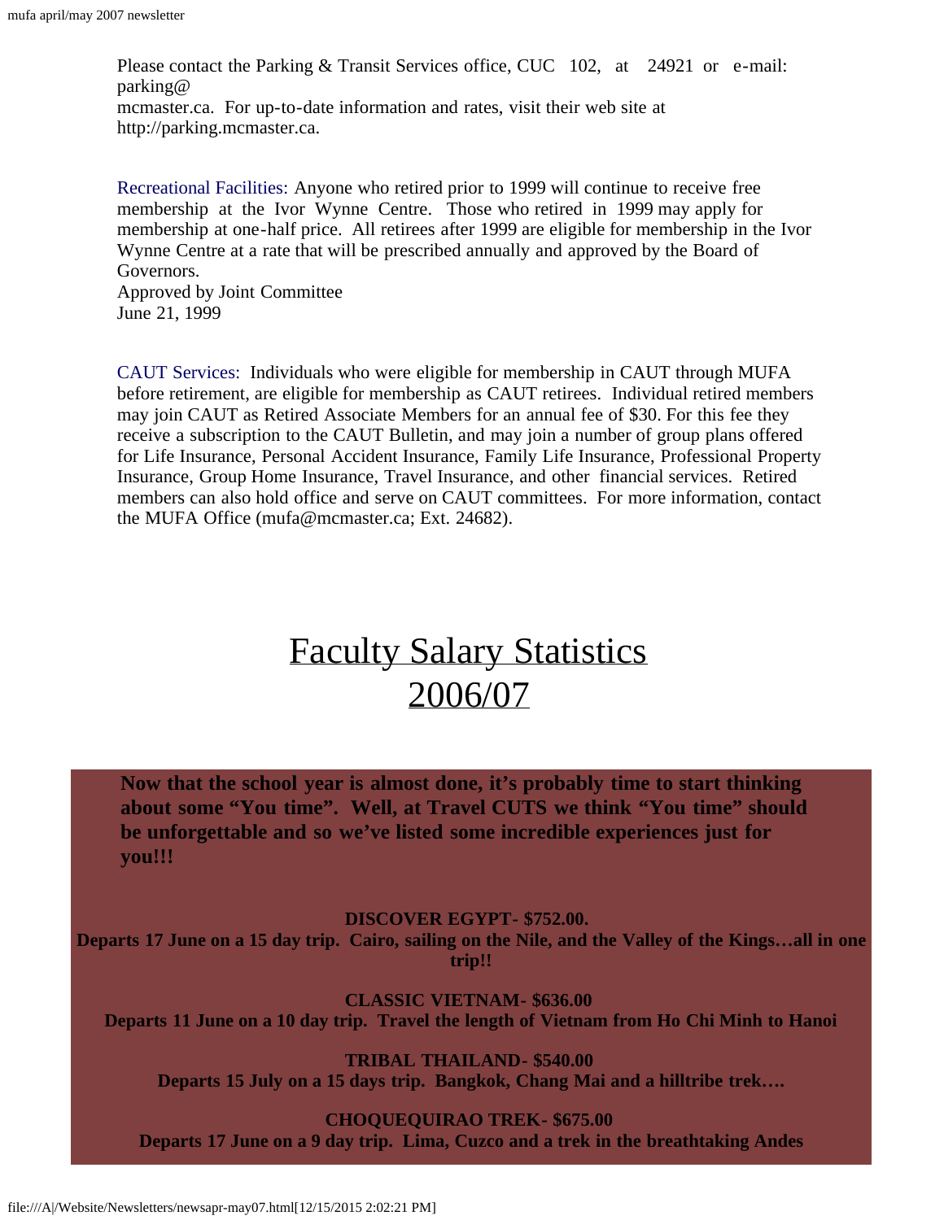Please contact the Parking & Transit Services office, CUC 102, at 24921 or e-mail: parking@mcmaster.ca. For up-to-date information and rates, visit their web site at http://parking.mcmaster.ca.

Recreational Facilities: Anyone who retired prior to 1999 will continue to receive free membership at the Ivor Wynne Centre. Those who retired in 1999 may apply for membership at one-half price. All retirees after 1999 are eligible for membership in the Ivor Wynne Centre at a rate that will be prescribed annually and approved by the Board of Governors.
Approved by Joint Committee
June 21, 1999

CAUT Services: Individuals who were eligible for membership in CAUT through MUFA before retirement, are eligible for membership as CAUT retirees. Individual retired members may join CAUT as Retired Associate Members for an annual fee of $30. For this fee they receive a subscription to the CAUT Bulletin, and may join a number of group plans offered for Life Insurance, Personal Accident Insurance, Family Life Insurance, Professional Property Insurance, Group Home Insurance, Travel Insurance, and other financial services. Retired members can also hold office and serve on CAUT committees. For more information, contact the MUFA Office (mufa@mcmaster.ca; Ext. 24682).

# Faculty Salary Statistics 2006/07

**Now that the school year is almost done, it's probably time to start thinking about some "You time". Well, at Travel CUTS we think "You time" should be unforgettable and so we've listed some incredible experiences just for you!!!**

**DISCOVER EGYPT- $752.00.**
**Departs 17 June on a 15 day trip. Cairo, sailing on the Nile, and the Valley of the Kings…all in one trip!!**

**CLASSIC VIETNAM- $636.00**
**Departs 11 June on a 10 day trip. Travel the length of Vietnam from Ho Chi Minh to Hanoi**

**TRIBAL THAILAND- $540.00**
**Departs 15 July on a 15 days trip. Bangkok, Chang Mai and a hilltribe trek….**

**CHOQUEQUIRAO TREK- $675.00**
**Departs 17 June on a 9 day trip. Lima, Cuzco and a trek in the breathtaking Andes**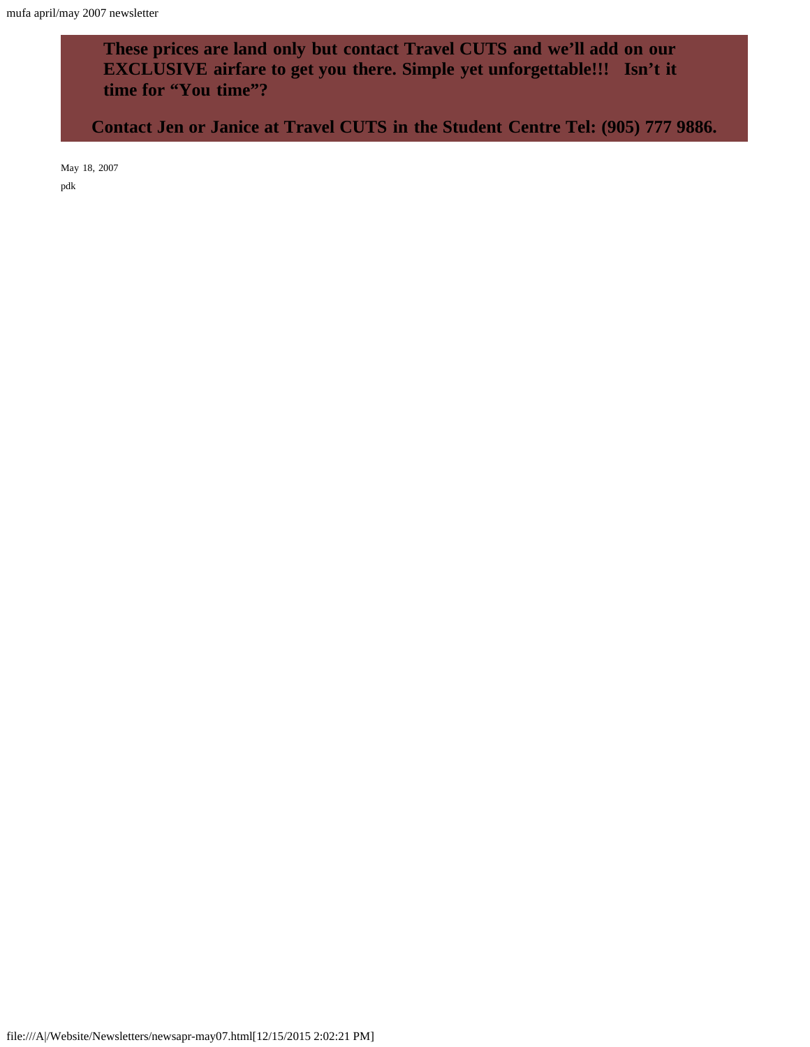**These prices are land only but contact Travel CUTS and we'll add on our EXCLUSIVE airfare to get you there. Simple yet unforgettable!!! Isn't it time for "You time"?**

**Contact Jen or Janice at Travel CUTS in the Student Centre Tel: (905) 777 9886.**

May 18, 2007

pdk